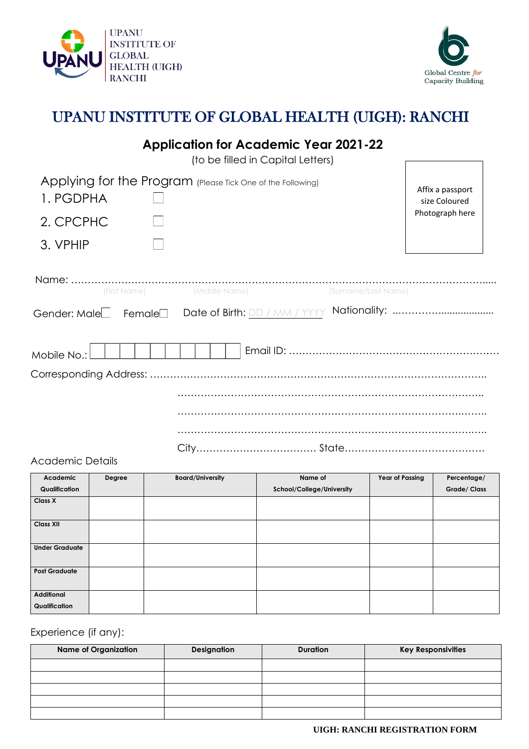UPANU INSTITUTE OF GLOBAL HEALTH (UIGH) RANCHI

Global Centre *for* Capacity Building

# UPANU INSTITUTE OF GLOBAL HEALTH (UIGH): RANCHI

## Application for Academic Year 2021-22

(to be filled in Capital Letters)

Affix a passport size Coloured Photograph here

Applying for the Program (Please Tick One of the Following)

1. PGDPHA ☐
2. CPCPHC ☐
3. VPHIP ☐

Name: ……………………………………………………………………………………………………………....

(First Name) (Middle Name) (Surname/Last Name)

Gender: Male☐ Female☐ Date of Birth: DD / MM / YYYY Nationality: ..…………....................

Mobile No.: ☐☐☐☐☐☐☐☐☐☐ Email ID: ………………………………………………………

Corresponding Address: …………………………………………………………………………………….

…………………………………………………………………………………….

…………………………………………………………………………………….

…………………………………………………………………………………….

City……………………………. State……………………………………

Academic Details

| Academic Qualification | Degree | Board/University | Name of School/College/University | Year of Passing | Percentage/ Grade/ Class |
|---|---|---|---|---|---|
| Class X | | | | | |
| Class XII | | | | | |
| Under Graduate | | | | | |
| Post Graduate | | | | | |
| Additional Qualification | | | | | |

Experience (if any):

| Name of Organization | Designation | Duration | Key Responsivities |
|---|---|---|---|
| | | | |
| | | | |
| | | | |
| | | | |
| | | | |

UIGH: RANCHI REGISTRATION FORM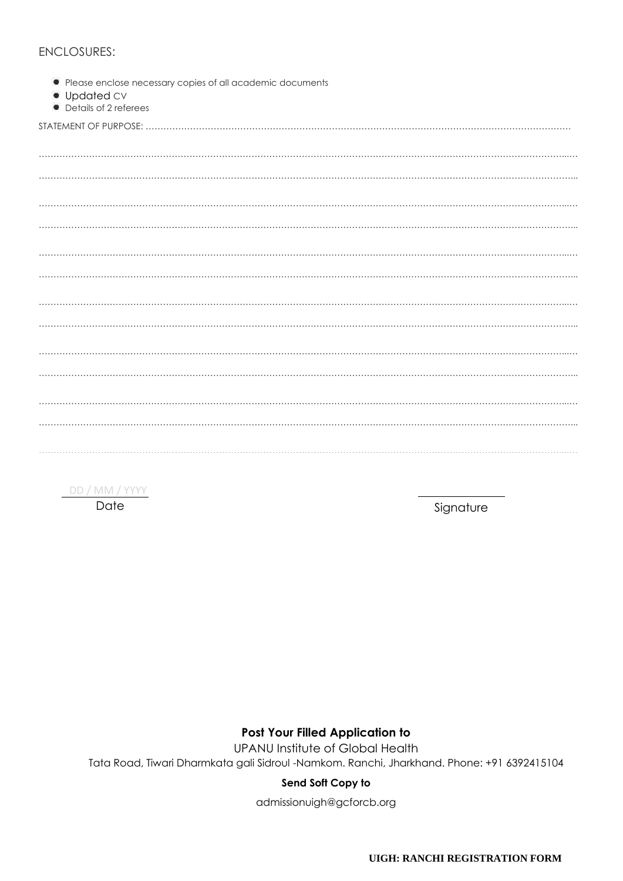ENCLOSURES:

- Please enclose necessary copies of all academic documents
- Updated CV
- Details of 2 referees

STATEMENT OF PURPOSE: ……………………………………………………………………………………………………………………………

……………………………………………………………………………………………………………………………………………………

……………………………………………………………………………………………………………………………………………………

……………………………………………………………………………………………………………………………………………………

……………………………………………………………………………………………………………………………………………………

……………………………………………………………………………………………………………………………………………………

……………………………………………………………………………………………………………………………………………………

……………………………………………………………………………………………………………………………………………………

……………………………………………………………………………………………………………………………………………………

……………………………………………………………………………………………………………………………………………………

……………………………………………………………………………………………………………………………………………………

……………………………………………………………………………………………………………………………………………………

……………………………………………………………………………………………………………………………………………………

……………………………………………………………………………………………………………………………………………………

DD / MM / YYYY
Date

Signature

**Post Your Filled Application to**

UPANU Institute of Global Health

Tata Road, Tiwari Dharmkata gali Sidroul -Namkom. Ranchi, Jharkhand. Phone: +91 6392415104

**Send Soft Copy to**

admissionuigh@gcforcb.org

**UIGH: RANCHI REGISTRATION FORM**